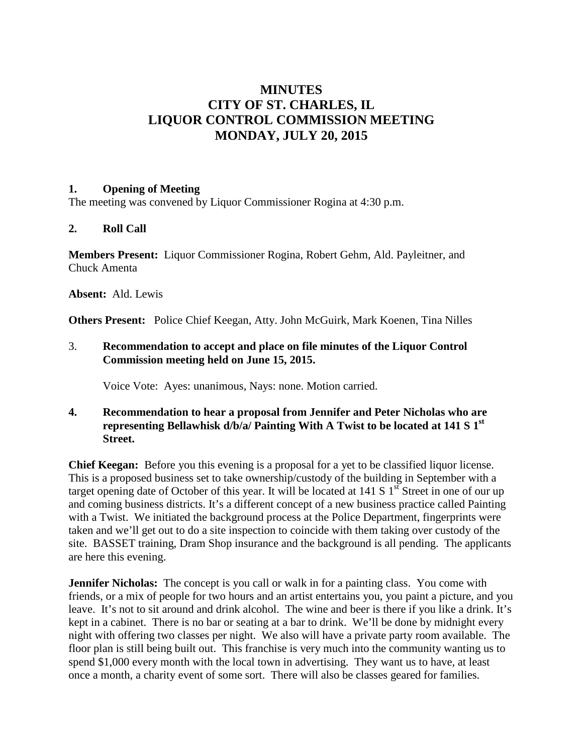# MINUTES
# CITY OF ST. CHARLES, IL
# LIQUOR CONTROL COMMISSION MEETING
# MONDAY, JULY 20, 2015

**1. Opening of Meeting**

The meeting was convened by Liquor Commissioner Rogina at 4:30 p.m.

**2. Roll Call**

**Members Present:** Liquor Commissioner Rogina, Robert Gehm, Ald. Payleitner, and Chuck Amenta

**Absent:** Ald. Lewis

**Others Present:** Police Chief Keegan, Atty. John McGuirk, Mark Koenen, Tina Nilles

3. **Recommendation to accept and place on file minutes of the Liquor Control Commission meeting held on June 15, 2015.**

   Voice Vote: Ayes: unanimous, Nays: none. Motion carried.

**4. Recommendation to hear a proposal from Jennifer and Peter Nicholas who are representing Bellawhisk d/b/a/ Painting With A Twist to be located at 141 S 1st Street.**

**Chief Keegan:** Before you this evening is a proposal for a yet to be classified liquor license. This is a proposed business set to take ownership/custody of the building in September with a target opening date of October of this year. It will be located at 141 S 1st Street in one of our up and coming business districts. It's a different concept of a new business practice called Painting with a Twist. We initiated the background process at the Police Department, fingerprints were taken and we'll get out to do a site inspection to coincide with them taking over custody of the site. BASSET training, Dram Shop insurance and the background is all pending. The applicants are here this evening.

**Jennifer Nicholas:** The concept is you call or walk in for a painting class. You come with friends, or a mix of people for two hours and an artist entertains you, you paint a picture, and you leave. It's not to sit around and drink alcohol. The wine and beer is there if you like a drink. It's kept in a cabinet. There is no bar or seating at a bar to drink. We'll be done by midnight every night with offering two classes per night. We also will have a private party room available. The floor plan is still being built out. This franchise is very much into the community wanting us to spend $1,000 every month with the local town in advertising. They want us to have, at least once a month, a charity event of some sort. There will also be classes geared for families.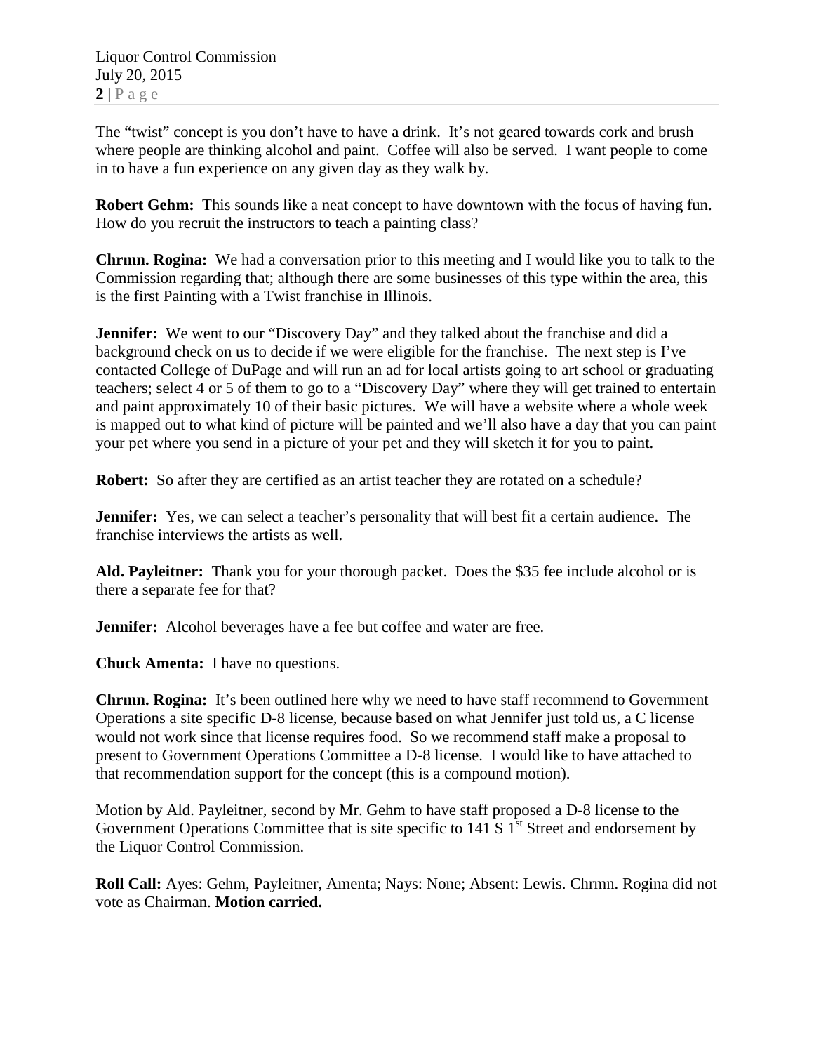The "twist" concept is you don't have to have a drink. It's not geared towards cork and brush where people are thinking alcohol and paint. Coffee will also be served. I want people to come in to have a fun experience on any given day as they walk by.

**Robert Gehm:** This sounds like a neat concept to have downtown with the focus of having fun. How do you recruit the instructors to teach a painting class?

**Chrmn. Rogina:** We had a conversation prior to this meeting and I would like you to talk to the Commission regarding that; although there are some businesses of this type within the area, this is the first Painting with a Twist franchise in Illinois.

**Jennifer:** We went to our "Discovery Day" and they talked about the franchise and did a background check on us to decide if we were eligible for the franchise. The next step is I've contacted College of DuPage and will run an ad for local artists going to art school or graduating teachers; select 4 or 5 of them to go to a "Discovery Day" where they will get trained to entertain and paint approximately 10 of their basic pictures. We will have a website where a whole week is mapped out to what kind of picture will be painted and we'll also have a day that you can paint your pet where you send in a picture of your pet and they will sketch it for you to paint.

**Robert:** So after they are certified as an artist teacher they are rotated on a schedule?

**Jennifer:** Yes, we can select a teacher's personality that will best fit a certain audience. The franchise interviews the artists as well.

**Ald. Payleitner:** Thank you for your thorough packet. Does the $35 fee include alcohol or is there a separate fee for that?

**Jennifer:** Alcohol beverages have a fee but coffee and water are free.

**Chuck Amenta:** I have no questions.

**Chrmn. Rogina:** It's been outlined here why we need to have staff recommend to Government Operations a site specific D-8 license, because based on what Jennifer just told us, a C license would not work since that license requires food. So we recommend staff make a proposal to present to Government Operations Committee a D-8 license. I would like to have attached to that recommendation support for the concept (this is a compound motion).

Motion by Ald. Payleitner, second by Mr. Gehm to have staff proposed a D-8 license to the Government Operations Committee that is site specific to 141 S 1st Street and endorsement by the Liquor Control Commission.

**Roll Call:** Ayes: Gehm, Payleitner, Amenta; Nays: None; Absent: Lewis. Chrmn. Rogina did not vote as Chairman. **Motion carried.**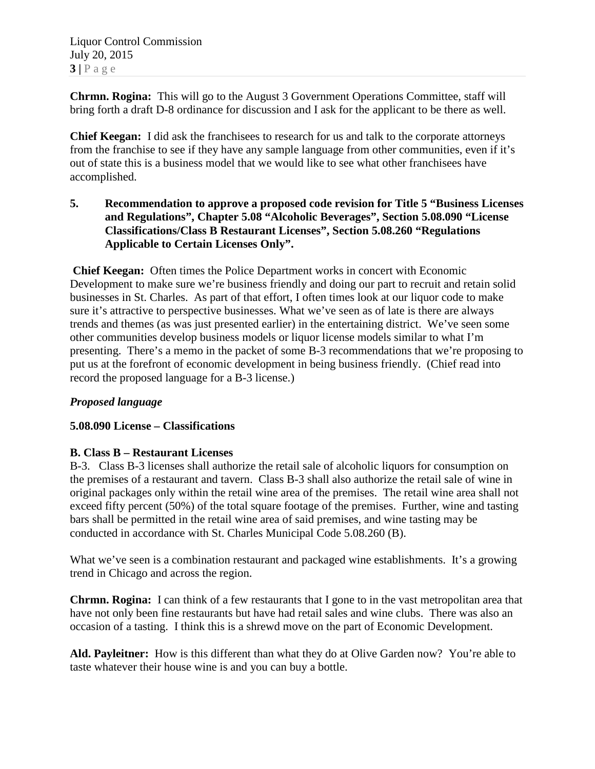**Chrmn. Rogina:** This will go to the August 3 Government Operations Committee, staff will bring forth a draft D-8 ordinance for discussion and I ask for the applicant to be there as well.

**Chief Keegan:** I did ask the franchisees to research for us and talk to the corporate attorneys from the franchise to see if they have any sample language from other communities, even if it's out of state this is a business model that we would like to see what other franchisees have accomplished.

**5. Recommendation to approve a proposed code revision for Title 5 "Business Licenses and Regulations", Chapter 5.08 "Alcoholic Beverages", Section 5.08.090 "License Classifications/Class B Restaurant Licenses", Section 5.08.260 "Regulations Applicable to Certain Licenses Only".**

**Chief Keegan:** Often times the Police Department works in concert with Economic Development to make sure we're business friendly and doing our part to recruit and retain solid businesses in St. Charles. As part of that effort, I often times look at our liquor code to make sure it's attractive to perspective businesses. What we've seen as of late is there are always trends and themes (as was just presented earlier) in the entertaining district. We've seen some other communities develop business models or liquor license models similar to what I'm presenting. There's a memo in the packet of some B-3 recommendations that we're proposing to put us at the forefront of economic development in being business friendly. (Chief read into record the proposed language for a B-3 license.)

***Proposed language***

**5.08.090 License – Classifications**

**B. Class B – Restaurant Licenses**

B-3. Class B-3 licenses shall authorize the retail sale of alcoholic liquors for consumption on the premises of a restaurant and tavern. Class B-3 shall also authorize the retail sale of wine in original packages only within the retail wine area of the premises. The retail wine area shall not exceed fifty percent (50%) of the total square footage of the premises. Further, wine and tasting bars shall be permitted in the retail wine area of said premises, and wine tasting may be conducted in accordance with St. Charles Municipal Code 5.08.260 (B).

What we've seen is a combination restaurant and packaged wine establishments. It's a growing trend in Chicago and across the region.

**Chrmn. Rogina:** I can think of a few restaurants that I gone to in the vast metropolitan area that have not only been fine restaurants but have had retail sales and wine clubs. There was also an occasion of a tasting. I think this is a shrewd move on the part of Economic Development.

**Ald. Payleitner:** How is this different than what they do at Olive Garden now? You're able to taste whatever their house wine is and you can buy a bottle.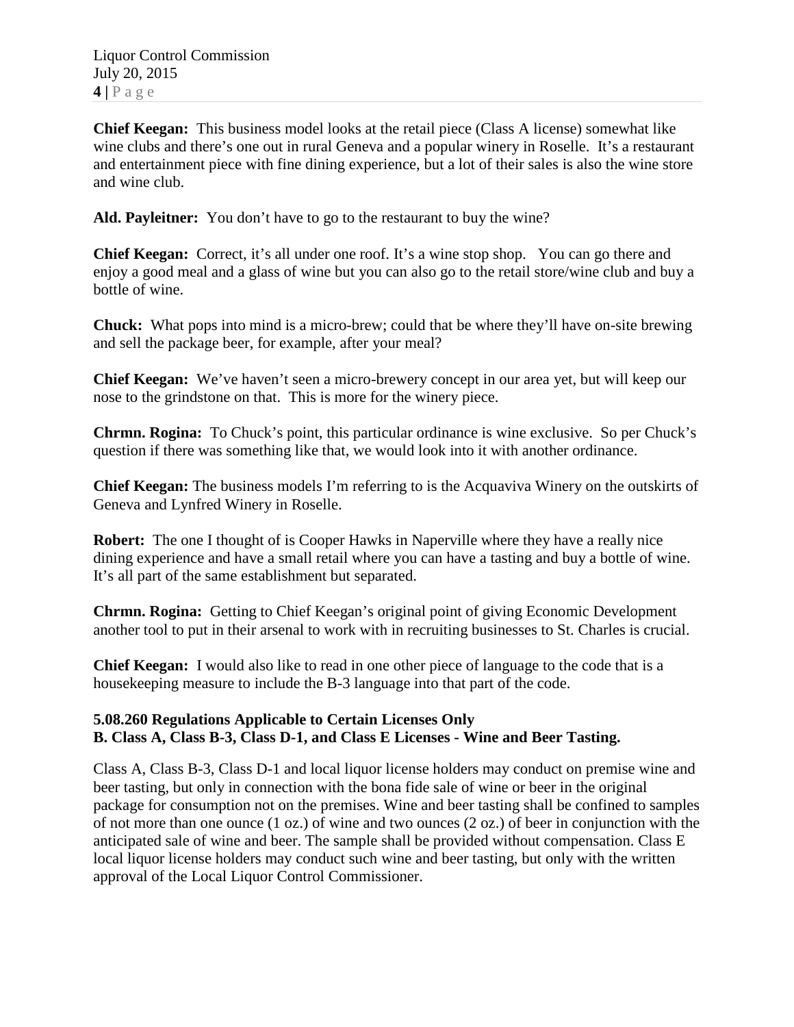**Chief Keegan:** This business model looks at the retail piece (Class A license) somewhat like wine clubs and there's one out in rural Geneva and a popular winery in Roselle. It's a restaurant and entertainment piece with fine dining experience, but a lot of their sales is also the wine store and wine club.

**Ald. Payleitner:** You don't have to go to the restaurant to buy the wine?

**Chief Keegan:** Correct, it's all under one roof. It's a wine stop shop. You can go there and enjoy a good meal and a glass of wine but you can also go to the retail store/wine club and buy a bottle of wine.

**Chuck:** What pops into mind is a micro-brew; could that be where they'll have on-site brewing and sell the package beer, for example, after your meal?

**Chief Keegan:** We've haven't seen a micro-brewery concept in our area yet, but will keep our nose to the grindstone on that. This is more for the winery piece.

**Chrmn. Rogina:** To Chuck's point, this particular ordinance is wine exclusive. So per Chuck's question if there was something like that, we would look into it with another ordinance.

**Chief Keegan:** The business models I'm referring to is the Acquaviva Winery on the outskirts of Geneva and Lynfred Winery in Roselle.

**Robert:** The one I thought of is Cooper Hawks in Naperville where they have a really nice dining experience and have a small retail where you can have a tasting and buy a bottle of wine. It's all part of the same establishment but separated.

**Chrmn. Rogina:** Getting to Chief Keegan's original point of giving Economic Development another tool to put in their arsenal to work with in recruiting businesses to St. Charles is crucial.

**Chief Keegan:** I would also like to read in one other piece of language to the code that is a housekeeping measure to include the B-3 language into that part of the code.

**5.08.260 Regulations Applicable to Certain Licenses Only**
**B. Class A, Class B-3, Class D-1, and Class E Licenses - Wine and Beer Tasting.**

Class A, Class B-3, Class D-1 and local liquor license holders may conduct on premise wine and beer tasting, but only in connection with the bona fide sale of wine or beer in the original package for consumption not on the premises. Wine and beer tasting shall be confined to samples of not more than one ounce (1 oz.) of wine and two ounces (2 oz.) of beer in conjunction with the anticipated sale of wine and beer. The sample shall be provided without compensation. Class E local liquor license holders may conduct such wine and beer tasting, but only with the written approval of the Local Liquor Control Commissioner.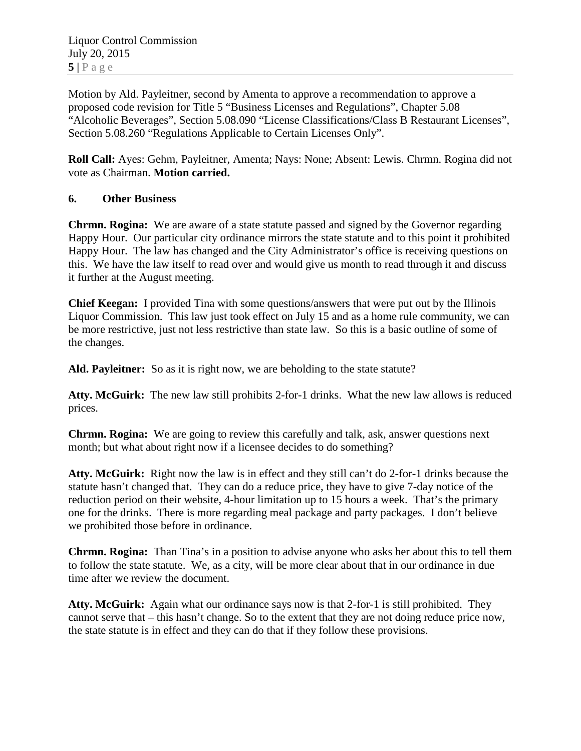Motion by Ald. Payleitner, second by Amenta to approve a recommendation to approve a proposed code revision for Title 5 "Business Licenses and Regulations", Chapter 5.08 "Alcoholic Beverages", Section 5.08.090 "License Classifications/Class B Restaurant Licenses", Section 5.08.260 "Regulations Applicable to Certain Licenses Only".

**Roll Call:** Ayes: Gehm, Payleitner, Amenta; Nays: None; Absent: Lewis. Chrmn. Rogina did not vote as Chairman. **Motion carried.**

## 6. Other Business

**Chrmn. Rogina:** We are aware of a state statute passed and signed by the Governor regarding Happy Hour. Our particular city ordinance mirrors the state statute and to this point it prohibited Happy Hour. The law has changed and the City Administrator's office is receiving questions on this. We have the law itself to read over and would give us month to read through it and discuss it further at the August meeting.

**Chief Keegan:** I provided Tina with some questions/answers that were put out by the Illinois Liquor Commission. This law just took effect on July 15 and as a home rule community, we can be more restrictive, just not less restrictive than state law. So this is a basic outline of some of the changes.

**Ald. Payleitner:** So as it is right now, we are beholding to the state statute?

**Atty. McGuirk:** The new law still prohibits 2-for-1 drinks. What the new law allows is reduced prices.

**Chrmn. Rogina:** We are going to review this carefully and talk, ask, answer questions next month; but what about right now if a licensee decides to do something?

**Atty. McGuirk:** Right now the law is in effect and they still can't do 2-for-1 drinks because the statute hasn't changed that. They can do a reduce price, they have to give 7-day notice of the reduction period on their website, 4-hour limitation up to 15 hours a week. That's the primary one for the drinks. There is more regarding meal package and party packages. I don't believe we prohibited those before in ordinance.

**Chrmn. Rogina:** Than Tina's in a position to advise anyone who asks her about this to tell them to follow the state statute. We, as a city, will be more clear about that in our ordinance in due time after we review the document.

**Atty. McGuirk:** Again what our ordinance says now is that 2-for-1 is still prohibited. They cannot serve that – this hasn't change. So to the extent that they are not doing reduce price now, the state statute is in effect and they can do that if they follow these provisions.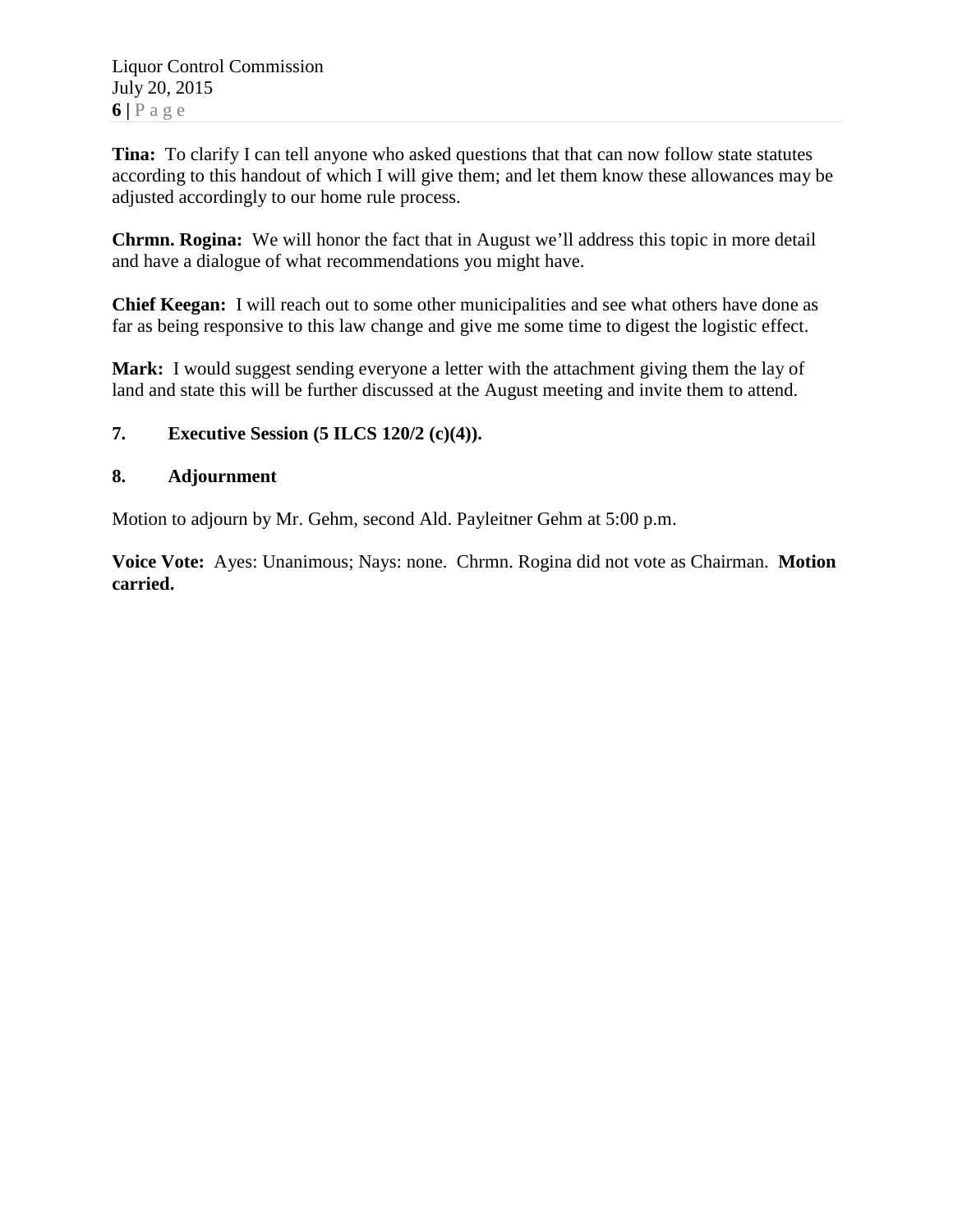**Tina:** To clarify I can tell anyone who asked questions that that can now follow state statutes according to this handout of which I will give them; and let them know these allowances may be adjusted accordingly to our home rule process.

**Chrmn. Rogina:** We will honor the fact that in August we'll address this topic in more detail and have a dialogue of what recommendations you might have.

**Chief Keegan:** I will reach out to some other municipalities and see what others have done as far as being responsive to this law change and give me some time to digest the logistic effect.

**Mark:** I would suggest sending everyone a letter with the attachment giving them the lay of land and state this will be further discussed at the August meeting and invite them to attend.

**7. Executive Session (5 ILCS 120/2 (c)(4)).**

**8. Adjournment**

Motion to adjourn by Mr. Gehm, second Ald. Payleitner Gehm at 5:00 p.m.

**Voice Vote:** Ayes: Unanimous; Nays: none. Chrmn. Rogina did not vote as Chairman. **Motion carried.**